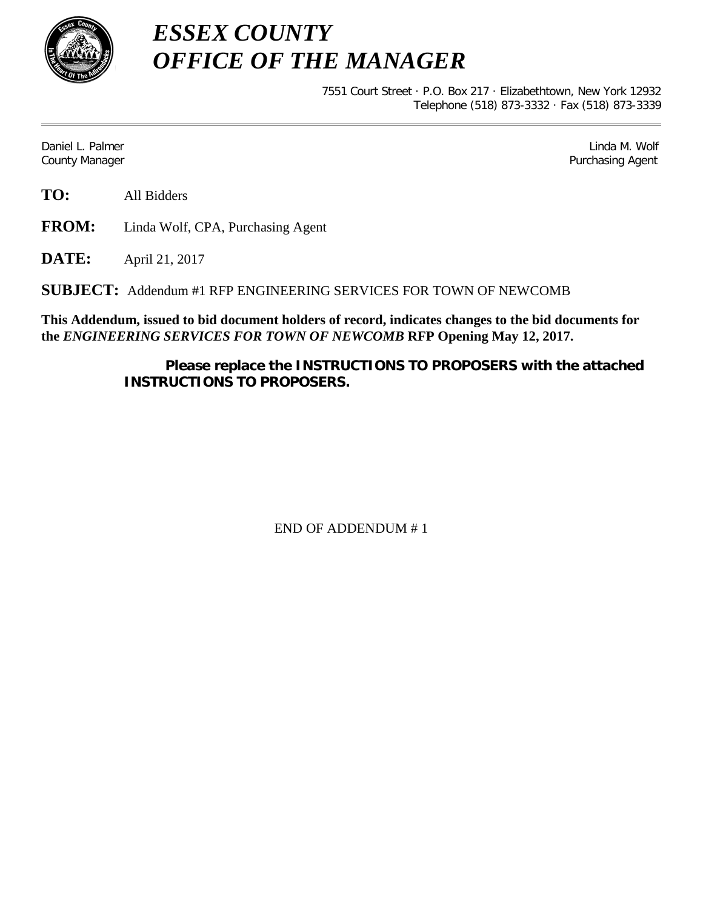# *ESSEX COUNTY*
# *OFFICE OF THE MANAGER*

7551 Court Street · P.O. Box 217 · Elizabethtown, New York 12932
Telephone (518) 873-3332 · Fax (518) 873-3339

---

Daniel L. Palmer
County Manager

Linda M. Wolf
Purchasing Agent

**TO:** All Bidders

**FROM:** Linda Wolf, CPA, Purchasing Agent

**DATE:** April 21, 2017

**SUBJECT:** Addendum #1 RFP ENGINEERING SERVICES FOR TOWN OF NEWCOMB

**This Addendum, issued to bid document holders of record, indicates changes to the bid documents for the *ENGINEERING SERVICES FOR TOWN OF NEWCOMB* RFP Opening May 12, 2017.**

**Please replace the INSTRUCTIONS TO PROPOSERS with the attached INSTRUCTIONS TO PROPOSERS.**

END OF ADDENDUM # 1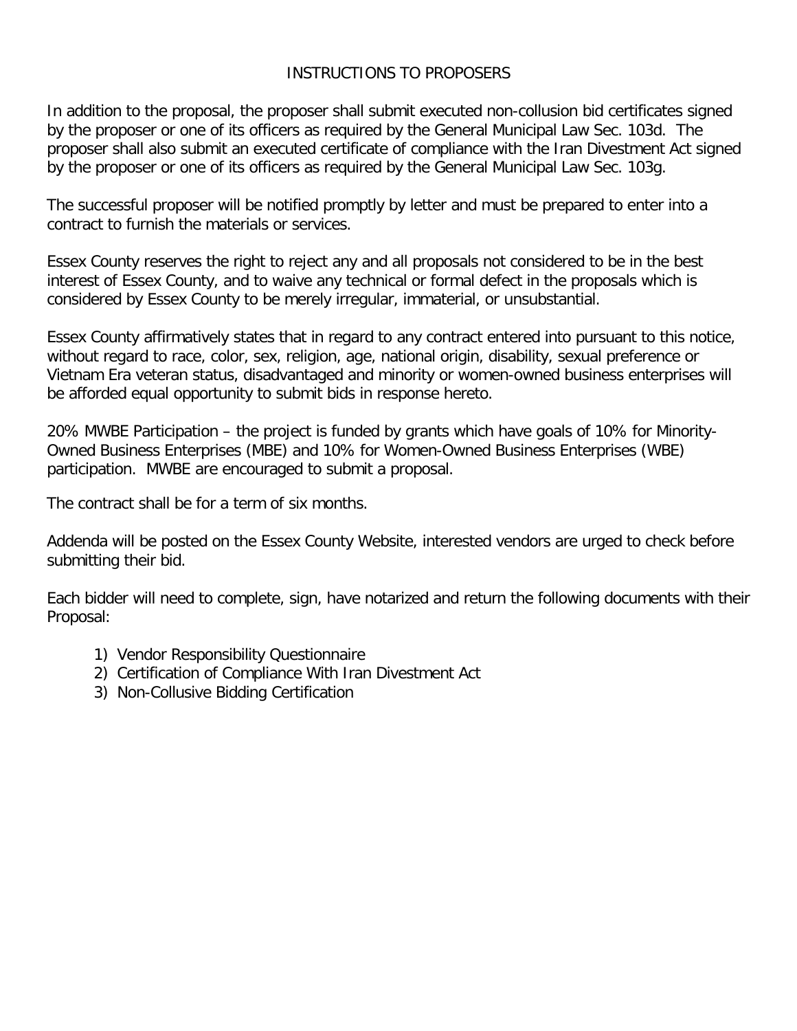# INSTRUCTIONS TO PROPOSERS

In addition to the proposal, the proposer shall submit executed non-collusion bid certificates signed by the proposer or one of its officers as required by the General Municipal Law Sec. 103d. The proposer shall also submit an executed certificate of compliance with the Iran Divestment Act signed by the proposer or one of its officers as required by the General Municipal Law Sec. 103g.

The successful proposer will be notified promptly by letter and must be prepared to enter into a contract to furnish the materials or services.

Essex County reserves the right to reject any and all proposals not considered to be in the best interest of Essex County, and to waive any technical or formal defect in the proposals which is considered by Essex County to be merely irregular, immaterial, or unsubstantial.

Essex County affirmatively states that in regard to any contract entered into pursuant to this notice, without regard to race, color, sex, religion, age, national origin, disability, sexual preference or Vietnam Era veteran status, disadvantaged and minority or women-owned business enterprises will be afforded equal opportunity to submit bids in response hereto.

20% MWBE Participation – the project is funded by grants which have goals of 10% for Minority-Owned Business Enterprises (MBE) and 10% for Women-Owned Business Enterprises (WBE) participation. MWBE are encouraged to submit a proposal.

The contract shall be for a term of six months.

Addenda will be posted on the Essex County Website, interested vendors are urged to check before submitting their bid.

Each bidder will need to complete, sign, have notarized and return the following documents with their Proposal:

1) Vendor Responsibility Questionnaire
2) Certification of Compliance With Iran Divestment Act
3) Non-Collusive Bidding Certification